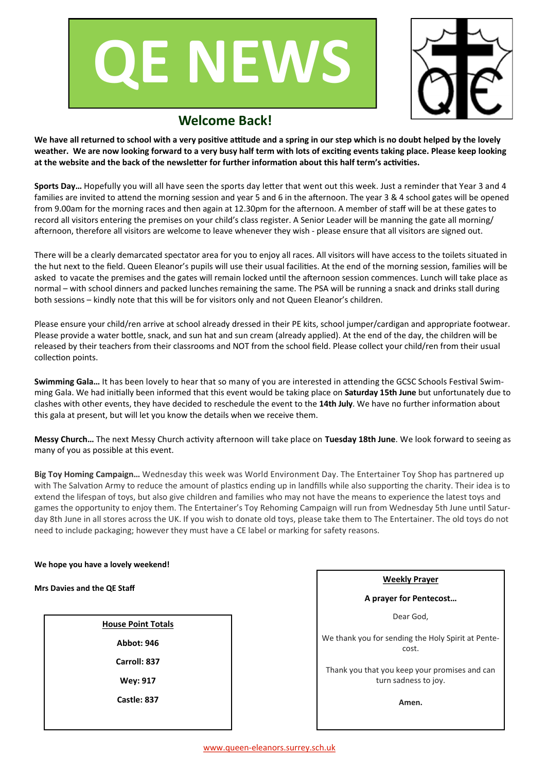# QE NEWS

## Welcome Back!

**We have all returned to school with a very positive attitude and a spring in our step which is no doubt helped by the lovely weather. We are now looking forward to a very busy half term with lots of exciting events taking place. Please keep looking at the website and the back of the newsletter for further information about this half term's activities.**

**Sports Day…** Hopefully you will all have seen the sports day letter that went out this week. Just a reminder that Year 3 and 4 families are invited to attend the morning session and year 5 and 6 in the afternoon. The year 3 & 4 school gates will be opened from 9.00am for the morning races and then again at 12.30pm for the afternoon. A member of staff will be at these gates to record all visitors entering the premises on your child's class register. A Senior Leader will be manning the gate all morning/afternoon, therefore all visitors are welcome to leave whenever they wish - please ensure that all visitors are signed out.

There will be a clearly demarcated spectator area for you to enjoy all races. All visitors will have access to the toilets situated in the hut next to the field. Queen Eleanor's pupils will use their usual facilities. At the end of the morning session, families will be asked to vacate the premises and the gates will remain locked until the afternoon session commences. Lunch will take place as normal – with school dinners and packed lunches remaining the same. The PSA will be running a snack and drinks stall during both sessions – kindly note that this will be for visitors only and not Queen Eleanor's children.

Please ensure your child/ren arrive at school already dressed in their PE kits, school jumper/cardigan and appropriate footwear. Please provide a water bottle, snack, and sun hat and sun cream (already applied). At the end of the day, the children will be released by their teachers from their classrooms and NOT from the school field. Please collect your child/ren from their usual collection points.

**Swimming Gala…** It has been lovely to hear that so many of you are interested in attending the GCSC Schools Festival Swimming Gala. We had initially been informed that this event would be taking place on **Saturday 15th June** but unfortunately due to clashes with other events, they have decided to reschedule the event to the **14th July**. We have no further information about this gala at present, but will let you know the details when we receive them.

**Messy Church…** The next Messy Church activity afternoon will take place on **Tuesday 18th June**. We look forward to seeing as many of you as possible at this event.

**Big Toy Homing Campaign…** Wednesday this week was World Environment Day. The Entertainer Toy Shop has partnered up with The Salvation Army to reduce the amount of plastics ending up in landfills while also supporting the charity. Their idea is to extend the lifespan of toys, but also give children and families who may not have the means to experience the latest toys and games the opportunity to enjoy them. The Entertainer's Toy Rehoming Campaign will run from Wednesday 5th June until Saturday 8th June in all stores across the UK. If you wish to donate old toys, please take them to The Entertainer. The old toys do not need to include packaging; however they must have a CE label or marking for safety reasons.

**We hope you have a lovely weekend!**

**Mrs Davies and the QE Staff**

**House Point Totals**

**Abbot: 946**

**Carroll: 837**

**Wey: 917**

**Castle: 837**

**Weekly Prayer**

**A prayer for Pentecost…**

Dear God,

We thank you for sending the Holy Spirit at Pentecost.

Thank you that you keep your promises and can turn sadness to joy.

**Amen.**

www.queen-eleanors.surrey.sch.uk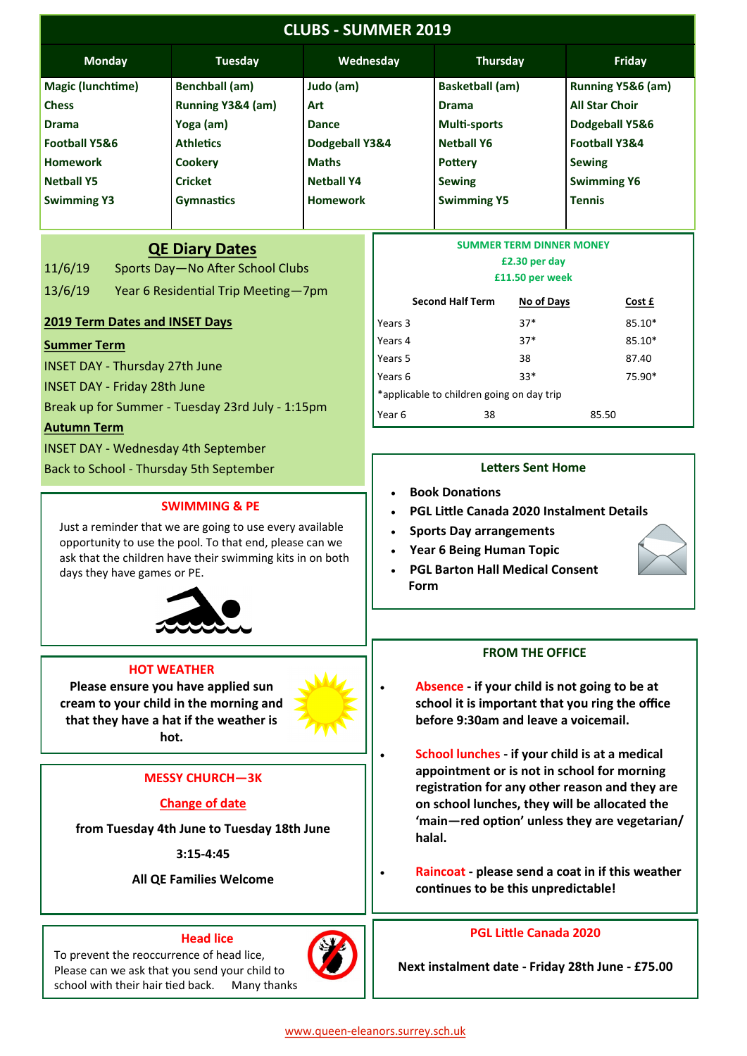# CLUBS - SUMMER 2019

| Monday | Tuesday | Wednesday | Thursday | Friday |
|---|---|---|---|---|
| Magic (lunchtime) | Benchball (am) | Judo (am) | Basketball (am) | Running Y5&6 (am) |
| Chess | Running Y3&4 (am) | Art | Drama | All Star Choir |
| Drama | Yoga (am) | Dance | Multi-sports | Dodgeball Y5&6 |
| Football Y5&6 | Athletics | Dodgeball Y3&4 | Netball Y6 | Football Y3&4 |
| Homework | Cookery | Maths | Pottery | Sewing |
| Netball Y5 | Cricket | Netball Y4 | Sewing | Swimming Y6 |
| Swimming Y3 | Gymnastics | Homework | Swimming Y5 | Tennis |

## QE Diary Dates

11/6/19 Sports Day—No After School Clubs

13/6/19 Year 6 Residential Trip Meeting—7pm

**2019 Term Dates and INSET Days**

**Summer Term**

INSET DAY - Thursday 27th June

INSET DAY - Friday 28th June

Break up for Summer - Tuesday 23rd July - 1:15pm

**Autumn Term**

INSET DAY - Wednesday 4th September

Back to School - Thursday 5th September

## SUMMER TERM DINNER MONEY

**£2.30 per day**

**£11.50 per week**

| Second Half Term | No of Days | Cost £ |
|---|---|---|
| Years 3 | 37* | 85.10* |
| Years 4 | 37* | 85.10* |
| Years 5 | 38 | 87.40 |
| Years 6 | 33* | 75.90* |

*applicable to children going on day trip

| Year 6 | 38 | 85.50 |
|---|---|---|

## SWIMMING & PE

Just a reminder that we are going to use every available opportunity to use the pool. To that end, please can we ask that the children have their swimming kits in on both days they have games or PE.

## Letters Sent Home

- **Book Donations**
- **PGL Little Canada 2020 Instalment Details**
- **Sports Day arrangements**
- **Year 6 Being Human Topic**
- **PGL Barton Hall Medical Consent Form**

## HOT WEATHER

**Please ensure you have applied sun cream to your child in the morning and that they have a hat if the weather is hot.**

## FROM THE OFFICE

- **Absence - if your child is not going to be at school it is important that you ring the office before 9:30am and leave a voicemail.**
- **School lunches - if your child is at a medical appointment or is not in school for morning registration for any other reason and they are on school lunches, they will be allocated the 'main—red option' unless they are vegetarian/ halal.**
- **Raincoat - please send a coat in if this weather continues to be this unpredictable!**

## MESSY CHURCH—3K

**Change of date**

**from Tuesday 4th June to Tuesday 18th June**

**3:15-4:45**

**All QE Families Welcome**

## Head lice

To prevent the reoccurrence of head lice, Please can we ask that you send your child to school with their hair tied back. Many thanks

## PGL Little Canada 2020

**Next instalment date - Friday 28th June - £75.00**

www.queen-eleanors.surrey.sch.uk